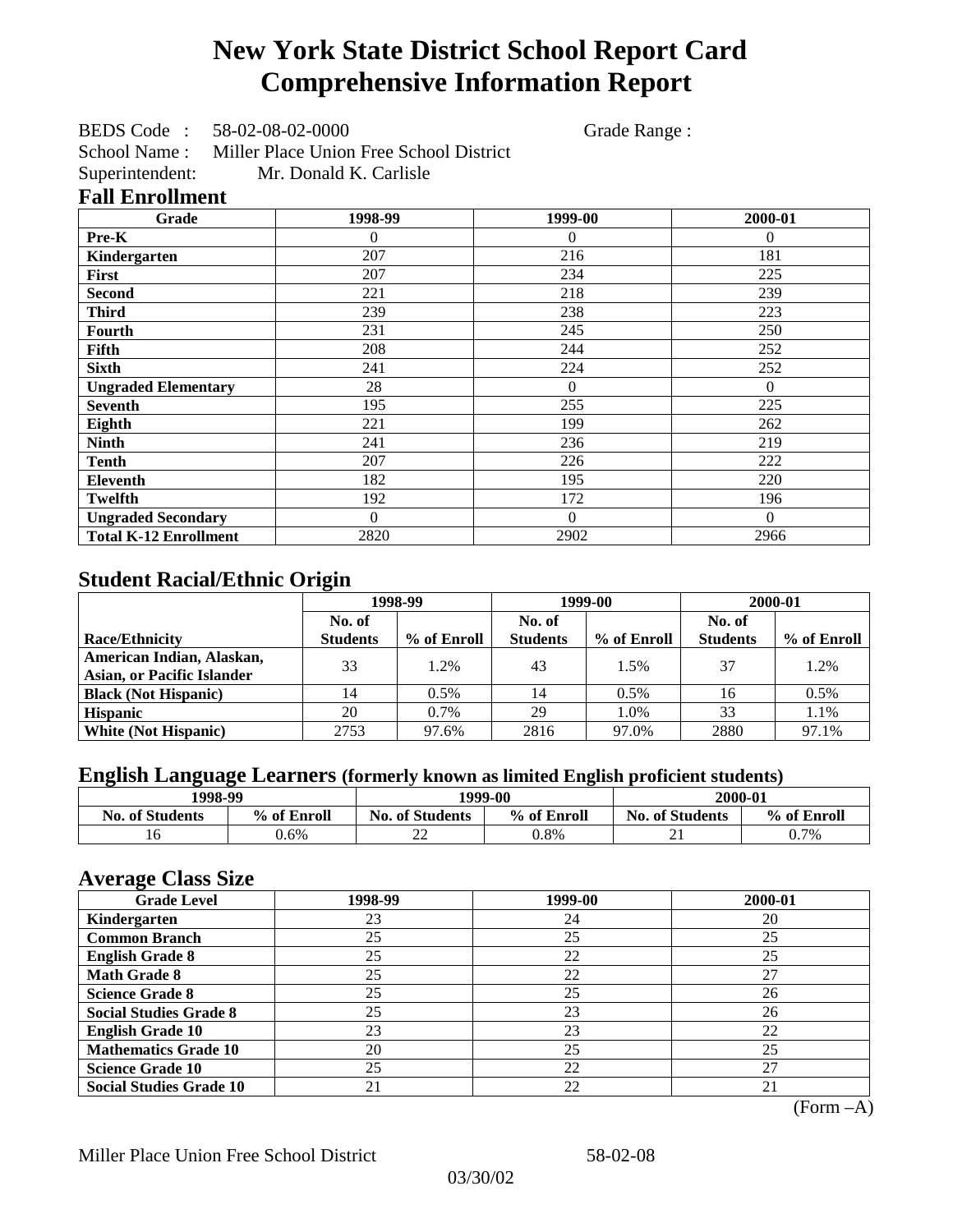# New York State District School Report Card
# Comprehensive Information Report

BEDS Code : 58-02-08-02-0000 Grade Range :

School Name : Miller Place Union Free School District

Superintendent: Mr. Donald K. Carlisle

## Fall Enrollment

| Grade | 1998-99 | 1999-00 | 2000-01 |
|---|---|---|---|
| Pre-K | 0 | 0 | 0 |
| Kindergarten | 207 | 216 | 181 |
| First | 207 | 234 | 225 |
| Second | 221 | 218 | 239 |
| Third | 239 | 238 | 223 |
| Fourth | 231 | 245 | 250 |
| Fifth | 208 | 244 | 252 |
| Sixth | 241 | 224 | 252 |
| Ungraded Elementary | 28 | 0 | 0 |
| Seventh | 195 | 255 | 225 |
| Eighth | 221 | 199 | 262 |
| Ninth | 241 | 236 | 219 |
| Tenth | 207 | 226 | 222 |
| Eleventh | 182 | 195 | 220 |
| Twelfth | 192 | 172 | 196 |
| Ungraded Secondary | 0 | 0 | 0 |
| Total K-12 Enrollment | 2820 | 2902 | 2966 |

## Student Racial/Ethnic Origin

| | 1998-99 | | 1999-00 | | 2000-01 | |
|---|---|---|---|---|---|---|
| Race/Ethnicity | No. of Students | % of Enroll | No. of Students | % of Enroll | No. of Students | % of Enroll |
| American Indian, Alaskan, Asian, or Pacific Islander | 33 | 1.2% | 43 | 1.5% | 37 | 1.2% |
| Black (Not Hispanic) | 14 | 0.5% | 14 | 0.5% | 16 | 0.5% |
| Hispanic | 20 | 0.7% | 29 | 1.0% | 33 | 1.1% |
| White (Not Hispanic) | 2753 | 97.6% | 2816 | 97.0% | 2880 | 97.1% |

## English Language Learners (formerly known as limited English proficient students)

| 1998-99 | | 1999-00 | | 2000-01 | |
|---|---|---|---|---|---|
| No. of Students | % of Enroll | No. of Students | % of Enroll | No. of Students | % of Enroll |
| 16 | 0.6% | 22 | 0.8% | 21 | 0.7% |

## Average Class Size

| Grade Level | 1998-99 | 1999-00 | 2000-01 |
|---|---|---|---|
| Kindergarten | 23 | 24 | 20 |
| Common Branch | 25 | 25 | 25 |
| English Grade 8 | 25 | 22 | 25 |
| Math Grade 8 | 25 | 22 | 27 |
| Science Grade 8 | 25 | 25 | 26 |
| Social Studies Grade 8 | 25 | 23 | 26 |
| English Grade 10 | 23 | 23 | 22 |
| Mathematics Grade 10 | 20 | 25 | 25 |
| Science Grade 10 | 25 | 22 | 27 |
| Social Studies Grade 10 | 21 | 22 | 21 |

(Form –A)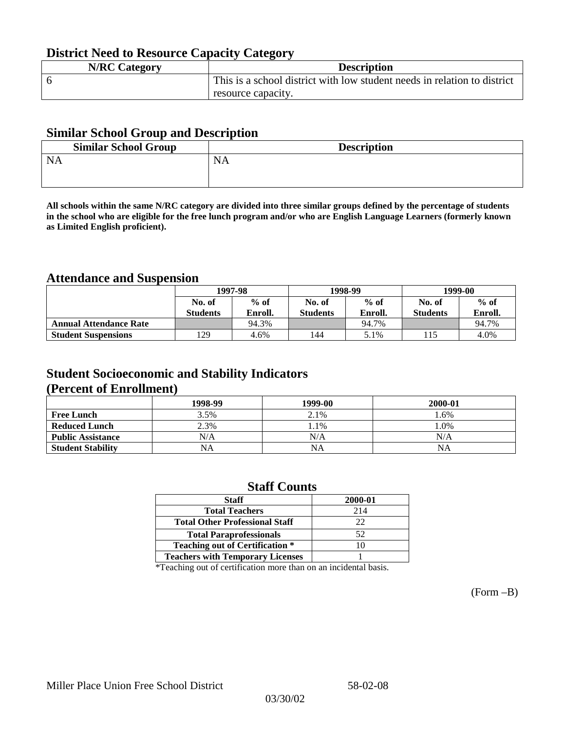## District Need to Resource Capacity Category

| N/RC Category | Description |
|---|---|
| 6 | This is a school district with low student needs in relation to district resource capacity. |

## Similar School Group and Description

| Similar School Group | Description |
|---|---|
| NA | NA |

**All schools within the same N/RC category are divided into three similar groups defined by the percentage of students in the school who are eligible for the free lunch program and/or who are English Language Learners (formerly known as Limited English proficient).**

## Attendance and Suspension

| | 1997-98 | | 1998-99 | | 1999-00 | |
|---|---|---|---|---|---|---|
| | No. of Students | % of Enroll. | No. of Students | % of Enroll. | No. of Students | % of Enroll. |
| **Annual Attendance Rate** | | 94.3% | | 94.7% | | 94.7% |
| **Student Suspensions** | 129 | 4.6% | 144 | 5.1% | 115 | 4.0% |

## Student Socioeconomic and Stability Indicators (Percent of Enrollment)

| | 1998-99 | 1999-00 | 2000-01 |
|---|---|---|---|
| **Free Lunch** | 3.5% | 2.1% | 1.6% |
| **Reduced Lunch** | 2.3% | 1.1% | 1.0% |
| **Public Assistance** | N/A | N/A | N/A |
| **Student Stability** | NA | NA | NA |

## Staff Counts

| Staff | 2000-01 |
|---|---|
| Total Teachers | 214 |
| Total Other Professional Staff | 22 |
| Total Paraprofessionals | 52 |
| Teaching out of Certification * | 10 |
| Teachers with Temporary Licenses | 1 |

*Teaching out of certification more than on an incidental basis.

(Form –B)

Miller Place Union Free School District 58-02-08

03/30/02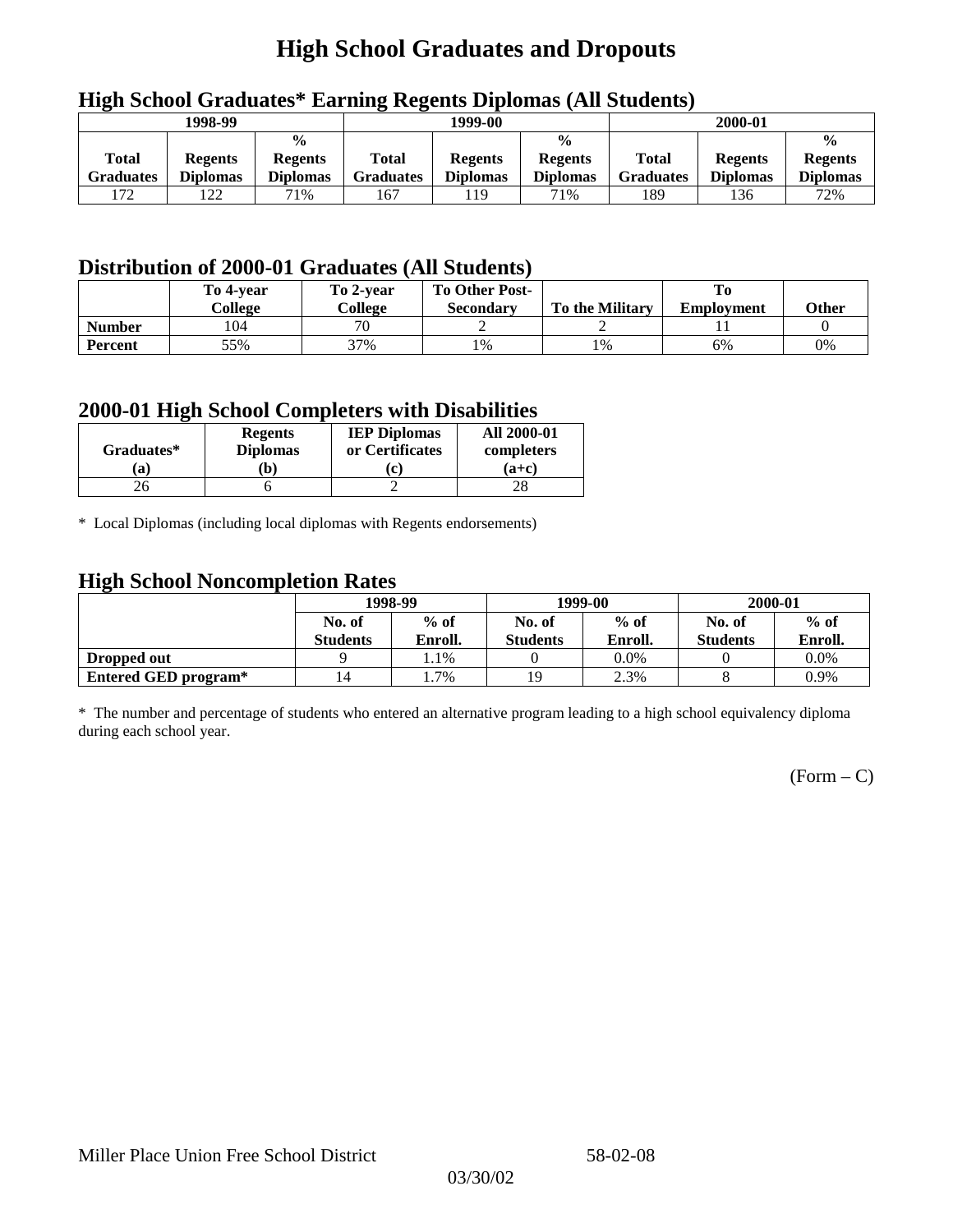# High School Graduates and Dropouts

## High School Graduates* Earning Regents Diplomas (All Students)

| 1998-99 | | | 1999-00 | | | 2000-01 | | |
|---|---|---|---|---|---|---|---|---|
| Total Graduates | Regents Diplomas | % Regents Diplomas | Total Graduates | Regents Diplomas | % Regents Diplomas | Total Graduates | Regents Diplomas | % Regents Diplomas |
| 172 | 122 | 71% | 167 | 119 | 71% | 189 | 136 | 72% |

## Distribution of 2000-01 Graduates (All Students)

| | To 4-year College | To 2-year College | To Other Post-Secondary | To the Military | To Employment | Other |
|---|---|---|---|---|---|---|
| **Number** | 104 | 70 | 2 | 2 | 11 | 0 |
| **Percent** | 55% | 37% | 1% | 1% | 6% | 0% |

## 2000-01 High School Completers with Disabilities

| Graduates* (a) | Regents Diplomas (b) | IEP Diplomas or Certificates (c) | All 2000-01 completers (a+c) |
|---|---|---|---|
| 26 | 6 | 2 | 28 |

* Local Diplomas (including local diplomas with Regents endorsements)

## High School Noncompletion Rates

| | 1998-99 | | 1999-00 | | 2000-01 | |
|---|---|---|---|---|---|---|
| | No. of Students | % of Enroll. | No. of Students | % of Enroll. | No. of Students | % of Enroll. |
| **Dropped out** | 9 | 1.1% | 0 | 0.0% | 0 | 0.0% |
| **Entered GED program*** | 14 | 1.7% | 19 | 2.3% | 8 | 0.9% |

* The number and percentage of students who entered an alternative program leading to a high school equivalency diploma during each school year.

(Form – C)

Miller Place Union Free School District 58-02-08

03/30/02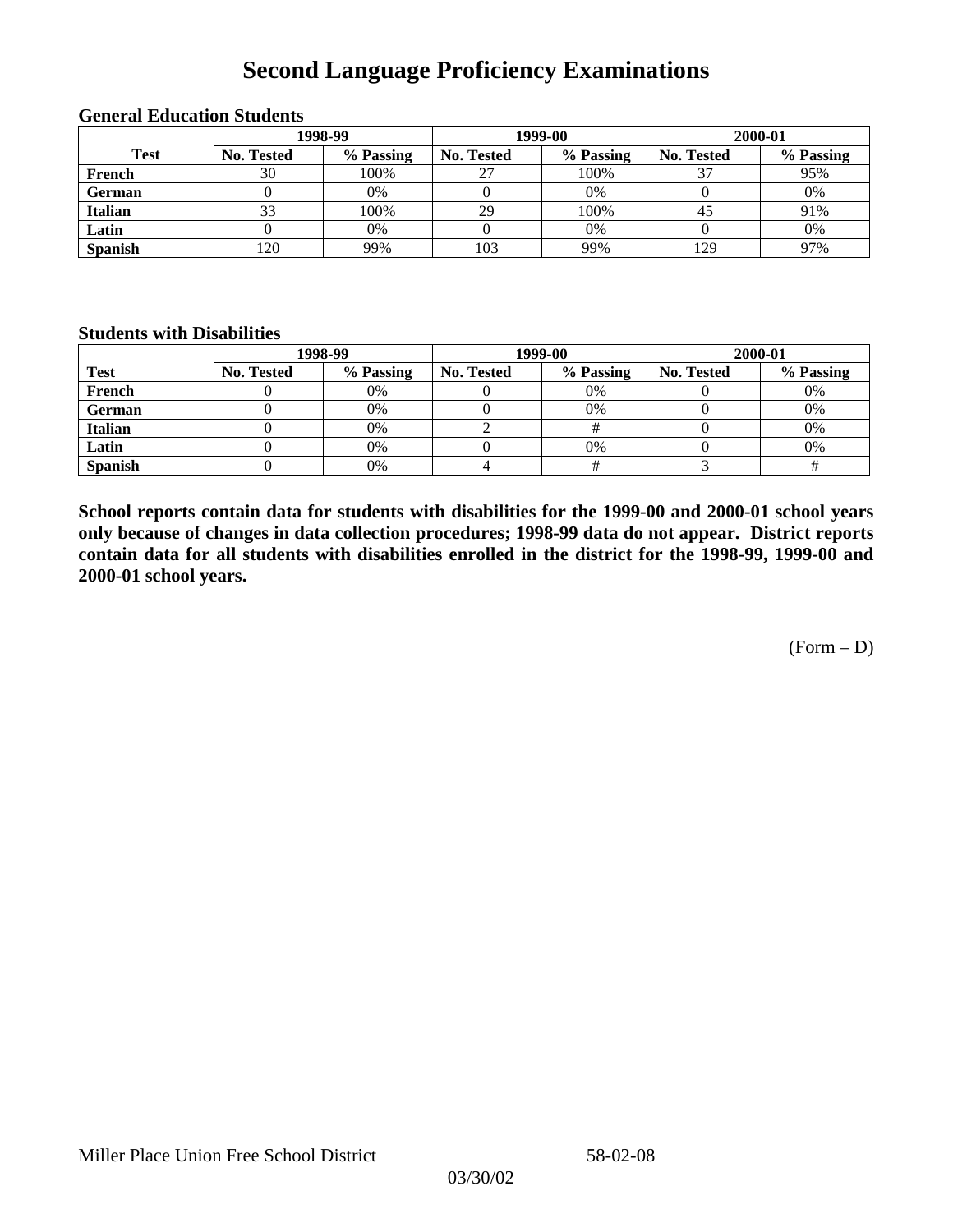# Second Language Proficiency Examinations

### General Education Students

| Test | 1998-99 | | 1999-00 | | 2000-01 | |
|---|---|---|---|---|---|---|
| | No. Tested | % Passing | No. Tested | % Passing | No. Tested | % Passing |
| French | 30 | 100% | 27 | 100% | 37 | 95% |
| German | 0 | 0% | 0 | 0% | 0 | 0% |
| Italian | 33 | 100% | 29 | 100% | 45 | 91% |
| Latin | 0 | 0% | 0 | 0% | 0 | 0% |
| Spanish | 120 | 99% | 103 | 99% | 129 | 97% |

### Students with Disabilities

| Test | 1998-99 | | 1999-00 | | 2000-01 | |
|---|---|---|---|---|---|---|
| | No. Tested | % Passing | No. Tested | % Passing | No. Tested | % Passing |
| French | 0 | 0% | 0 | 0% | 0 | 0% |
| German | 0 | 0% | 0 | 0% | 0 | 0% |
| Italian | 0 | 0% | 2 | # | 0 | 0% |
| Latin | 0 | 0% | 0 | 0% | 0 | 0% |
| Spanish | 0 | 0% | 4 | # | 3 | # |

**School reports contain data for students with disabilities for the 1999-00 and 2000-01 school years only because of changes in data collection procedures; 1998-99 data do not appear. District reports contain data for all students with disabilities enrolled in the district for the 1998-99, 1999-00 and 2000-01 school years.**

(Form – D)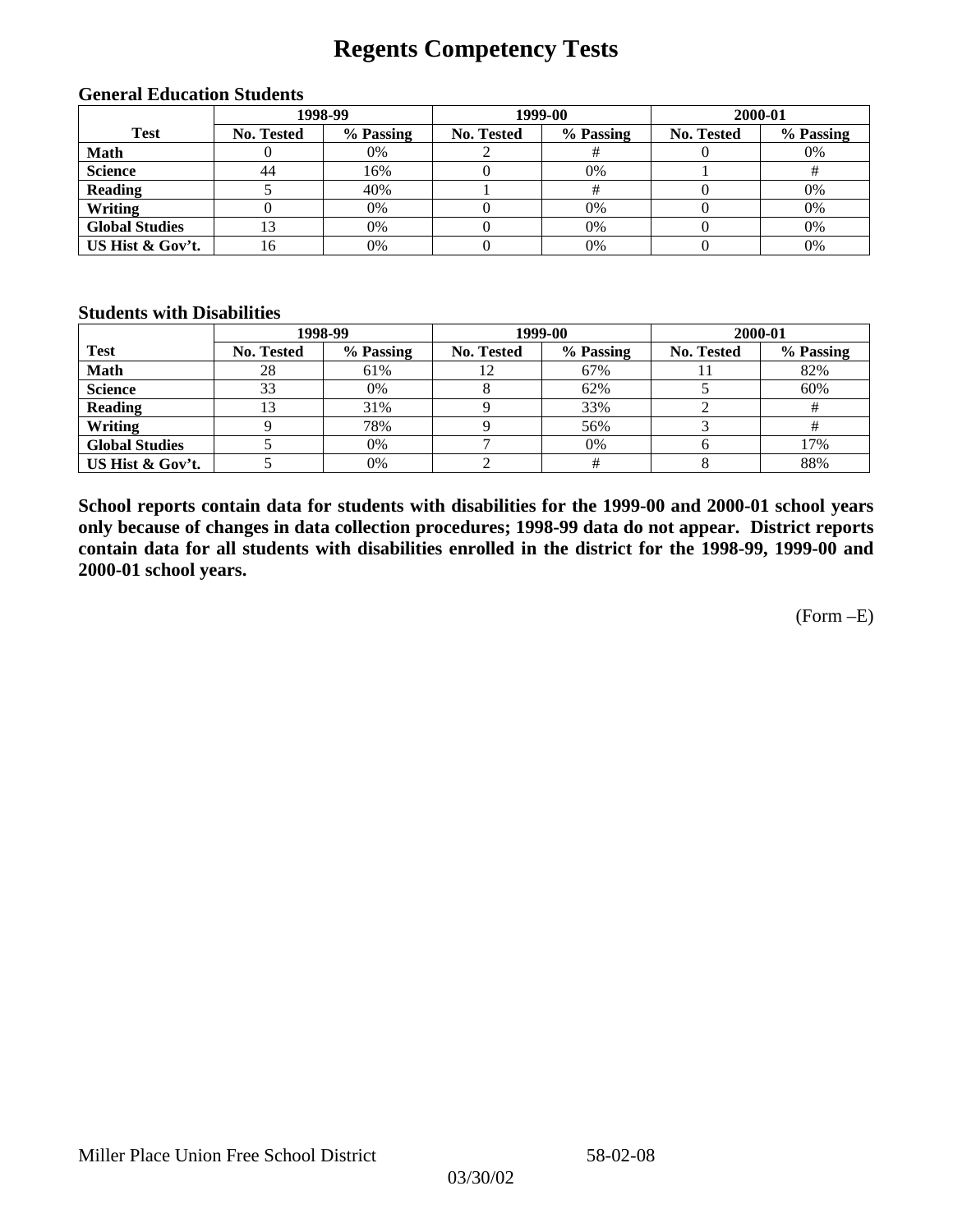# Regents Competency Tests

### General Education Students

| Test | 1998-99 | | 1999-00 | | 2000-01 | |
|---|---|---|---|---|---|---|
| | No. Tested | % Passing | No. Tested | % Passing | No. Tested | % Passing |
| Math | 0 | 0% | 2 | # | 0 | 0% |
| Science | 44 | 16% | 0 | 0% | 1 | # |
| Reading | 5 | 40% | 1 | # | 0 | 0% |
| Writing | 0 | 0% | 0 | 0% | 0 | 0% |
| Global Studies | 13 | 0% | 0 | 0% | 0 | 0% |
| US Hist & Gov't. | 16 | 0% | 0 | 0% | 0 | 0% |

### Students with Disabilities

| Test | 1998-99 | | 1999-00 | | 2000-01 | |
|---|---|---|---|---|---|---|
| | No. Tested | % Passing | No. Tested | % Passing | No. Tested | % Passing |
| Math | 28 | 61% | 12 | 67% | 11 | 82% |
| Science | 33 | 0% | 8 | 62% | 5 | 60% |
| Reading | 13 | 31% | 9 | 33% | 2 | # |
| Writing | 9 | 78% | 9 | 56% | 3 | # |
| Global Studies | 5 | 0% | 7 | 0% | 6 | 17% |
| US Hist & Gov't. | 5 | 0% | 2 | # | 8 | 88% |

**School reports contain data for students with disabilities for the 1999-00 and 2000-01 school years only because of changes in data collection procedures; 1998-99 data do not appear. District reports contain data for all students with disabilities enrolled in the district for the 1998-99, 1999-00 and 2000-01 school years.**

(Form –E)

Miller Place Union Free School District 58-02-08

03/30/02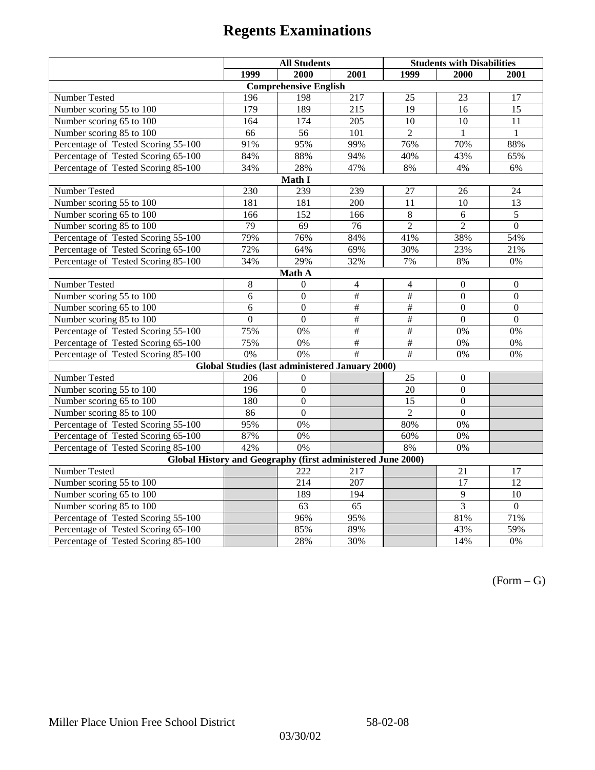# Regents Examinations

| | All Students | | | Students with Disabilities | | |
|---|---|---|---|---|---|---|
| | 1999 | 2000 | 2001 | 1999 | 2000 | 2001 |
| **Comprehensive English** | | | | | | |
| Number Tested | 196 | 198 | 217 | 25 | 23 | 17 |
| Number scoring 55 to 100 | 179 | 189 | 215 | 19 | 16 | 15 |
| Number scoring 65 to 100 | 164 | 174 | 205 | 10 | 10 | 11 |
| Number scoring 85 to 100 | 66 | 56 | 101 | 2 | 1 | 1 |
| Percentage of Tested Scoring 55-100 | 91% | 95% | 99% | 76% | 70% | 88% |
| Percentage of Tested Scoring 65-100 | 84% | 88% | 94% | 40% | 43% | 65% |
| Percentage of Tested Scoring 85-100 | 34% | 28% | 47% | 8% | 4% | 6% |
| **Math I** | | | | | | |
| Number Tested | 230 | 239 | 239 | 27 | 26 | 24 |
| Number scoring 55 to 100 | 181 | 181 | 200 | 11 | 10 | 13 |
| Number scoring 65 to 100 | 166 | 152 | 166 | 8 | 6 | 5 |
| Number scoring 85 to 100 | 79 | 69 | 76 | 2 | 2 | 0 |
| Percentage of Tested Scoring 55-100 | 79% | 76% | 84% | 41% | 38% | 54% |
| Percentage of Tested Scoring 65-100 | 72% | 64% | 69% | 30% | 23% | 21% |
| Percentage of Tested Scoring 85-100 | 34% | 29% | 32% | 7% | 8% | 0% |
| **Math A** | | | | | | |
| Number Tested | 8 | 0 | 4 | 4 | 0 | 0 |
| Number scoring 55 to 100 | 6 | 0 | # | # | 0 | 0 |
| Number scoring 65 to 100 | 6 | 0 | # | # | 0 | 0 |
| Number scoring 85 to 100 | 0 | 0 | # | # | 0 | 0 |
| Percentage of Tested Scoring 55-100 | 75% | 0% | # | # | 0% | 0% |
| Percentage of Tested Scoring 65-100 | 75% | 0% | # | # | 0% | 0% |
| Percentage of Tested Scoring 85-100 | 0% | 0% | # | # | 0% | 0% |
| **Global Studies (last administered January 2000)** | | | | | | |
| Number Tested | 206 | 0 | | 25 | 0 | |
| Number scoring 55 to 100 | 196 | 0 | | 20 | 0 | |
| Number scoring 65 to 100 | 180 | 0 | | 15 | 0 | |
| Number scoring 85 to 100 | 86 | 0 | | 2 | 0 | |
| Percentage of Tested Scoring 55-100 | 95% | 0% | | 80% | 0% | |
| Percentage of Tested Scoring 65-100 | 87% | 0% | | 60% | 0% | |
| Percentage of Tested Scoring 85-100 | 42% | 0% | | 8% | 0% | |
| **Global History and Geography (first administered June 2000)** | | | | | | |
| Number Tested | | 222 | 217 | | 21 | 17 |
| Number scoring 55 to 100 | | 214 | 207 | | 17 | 12 |
| Number scoring 65 to 100 | | 189 | 194 | | 9 | 10 |
| Number scoring 85 to 100 | | 63 | 65 | | 3 | 0 |
| Percentage of Tested Scoring 55-100 | | 96% | 95% | | 81% | 71% |
| Percentage of Tested Scoring 65-100 | | 85% | 89% | | 43% | 59% |
| Percentage of Tested Scoring 85-100 | | 28% | 30% | | 14% | 0% |

(Form – G)

Miller Place Union Free School District 58-02-08

03/30/02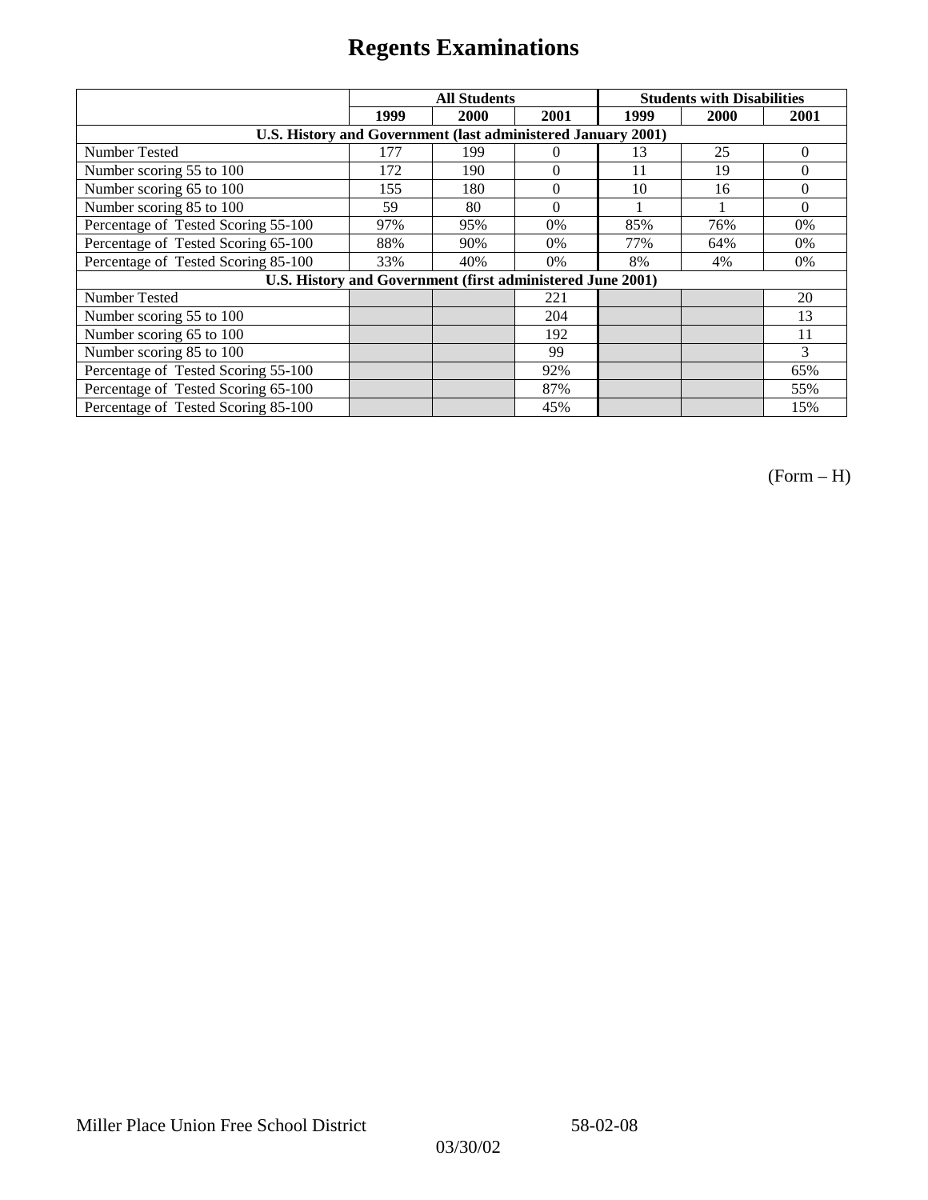# Regents Examinations

| | All Students | | | Students with Disabilities | | |
|---|---|---|---|---|---|---|
| | 1999 | 2000 | 2001 | 1999 | 2000 | 2001 |
| **U.S. History and Government (last administered January 2001)** | | | | | | |
| Number Tested | 177 | 199 | 0 | 13 | 25 | 0 |
| Number scoring 55 to 100 | 172 | 190 | 0 | 11 | 19 | 0 |
| Number scoring 65 to 100 | 155 | 180 | 0 | 10 | 16 | 0 |
| Number scoring 85 to 100 | 59 | 80 | 0 | 1 | 1 | 0 |
| Percentage of Tested Scoring 55-100 | 97% | 95% | 0% | 85% | 76% | 0% |
| Percentage of Tested Scoring 65-100 | 88% | 90% | 0% | 77% | 64% | 0% |
| Percentage of Tested Scoring 85-100 | 33% | 40% | 0% | 8% | 4% | 0% |
| **U.S. History and Government (first administered June 2001)** | | | | | | |
| Number Tested | | | 221 | | | 20 |
| Number scoring 55 to 100 | | | 204 | | | 13 |
| Number scoring 65 to 100 | | | 192 | | | 11 |
| Number scoring 85 to 100 | | | 99 | | | 3 |
| Percentage of Tested Scoring 55-100 | | | 92% | | | 65% |
| Percentage of Tested Scoring 65-100 | | | 87% | | | 55% |
| Percentage of Tested Scoring 85-100 | | | 45% | | | 15% |

(Form – H)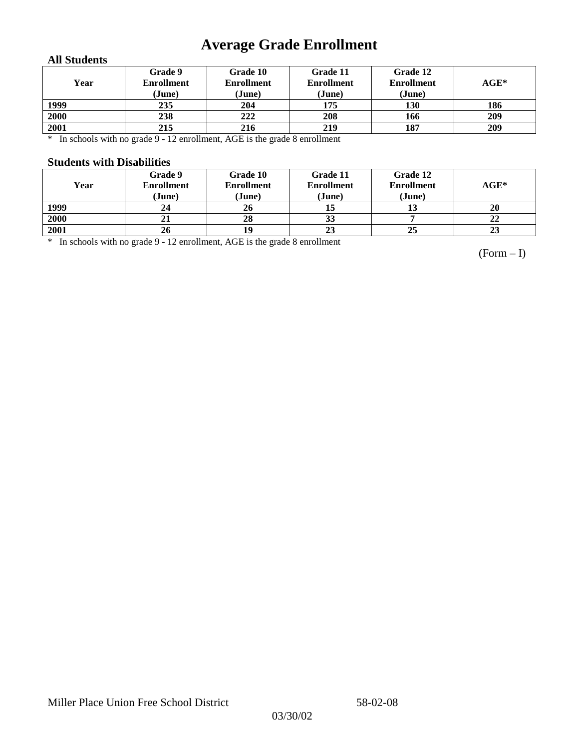# Average Grade Enrollment

### All Students

| Year | Grade 9 Enrollment (June) | Grade 10 Enrollment (June) | Grade 11 Enrollment (June) | Grade 12 Enrollment (June) | AGE* |
|---|---|---|---|---|---|
| 1999 | 235 | 204 | 175 | 130 | 186 |
| 2000 | 238 | 222 | 208 | 166 | 209 |
| 2001 | 215 | 216 | 219 | 187 | 209 |

\* In schools with no grade 9 - 12 enrollment, AGE is the grade 8 enrollment

### Students with Disabilities

| Year | Grade 9 Enrollment (June) | Grade 10 Enrollment (June) | Grade 11 Enrollment (June) | Grade 12 Enrollment (June) | AGE* |
|---|---|---|---|---|---|
| 1999 | 24 | 26 | 15 | 13 | 20 |
| 2000 | 21 | 28 | 33 | 7 | 22 |
| 2001 | 26 | 19 | 23 | 25 | 23 |

\* In schools with no grade 9 - 12 enrollment, AGE is the grade 8 enrollment

(Form – I)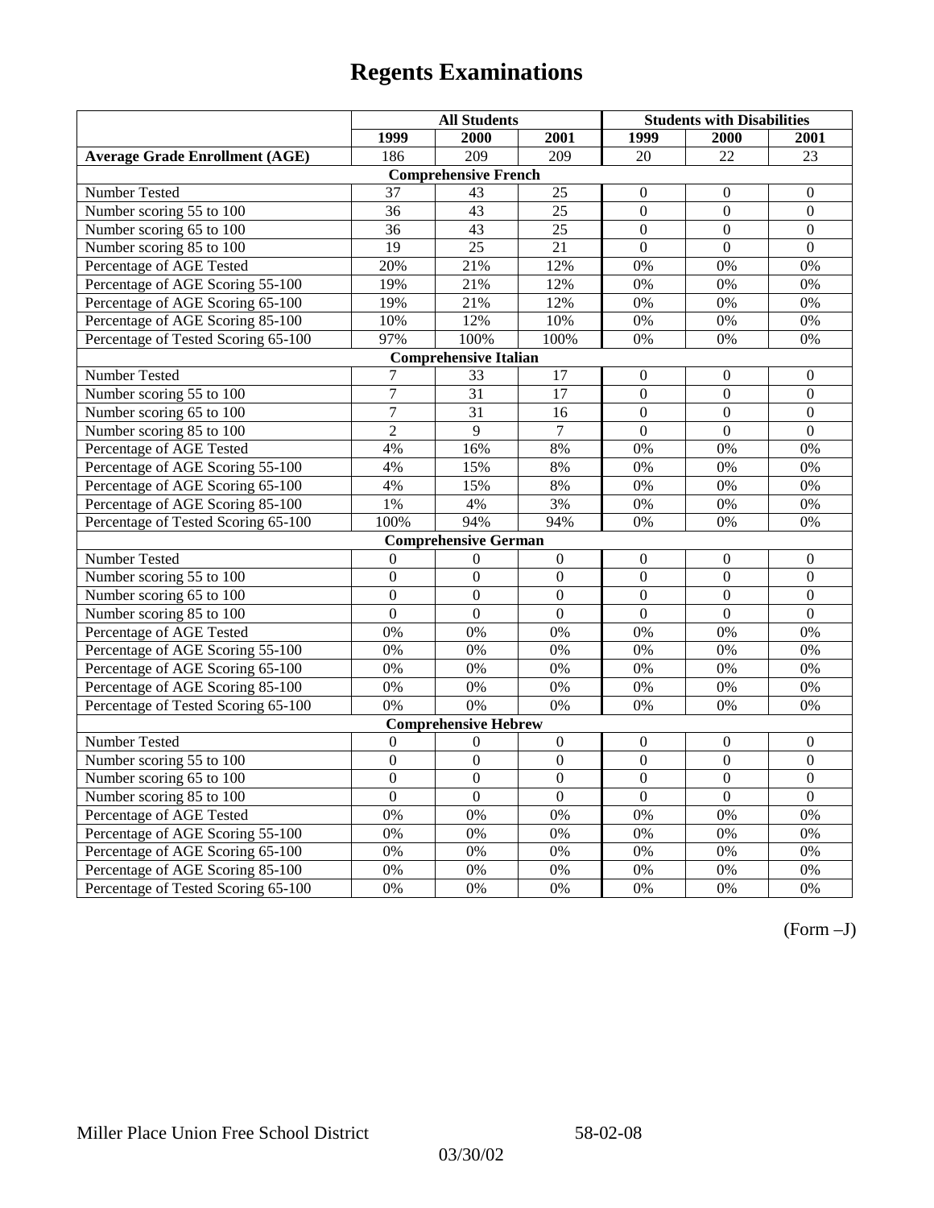# Regents Examinations

| | All Students | | | Students with Disabilities | | |
|---|---|---|---|---|---|---|
| | **1999** | **2000** | **2001** | **1999** | **2000** | **2001** |
| **Average Grade Enrollment (AGE)** | 186 | 209 | 209 | 20 | 22 | 23 |
| **Comprehensive French** | | | | | | |
| Number Tested | 37 | 43 | 25 | 0 | 0 | 0 |
| Number scoring 55 to 100 | 36 | 43 | 25 | 0 | 0 | 0 |
| Number scoring 65 to 100 | 36 | 43 | 25 | 0 | 0 | 0 |
| Number scoring 85 to 100 | 19 | 25 | 21 | 0 | 0 | 0 |
| Percentage of AGE Tested | 20% | 21% | 12% | 0% | 0% | 0% |
| Percentage of AGE Scoring 55-100 | 19% | 21% | 12% | 0% | 0% | 0% |
| Percentage of AGE Scoring 65-100 | 19% | 21% | 12% | 0% | 0% | 0% |
| Percentage of AGE Scoring 85-100 | 10% | 12% | 10% | 0% | 0% | 0% |
| Percentage of Tested Scoring 65-100 | 97% | 100% | 100% | 0% | 0% | 0% |
| **Comprehensive Italian** | | | | | | |
| Number Tested | 7 | 33 | 17 | 0 | 0 | 0 |
| Number scoring 55 to 100 | 7 | 31 | 17 | 0 | 0 | 0 |
| Number scoring 65 to 100 | 7 | 31 | 16 | 0 | 0 | 0 |
| Number scoring 85 to 100 | 2 | 9 | 7 | 0 | 0 | 0 |
| Percentage of AGE Tested | 4% | 16% | 8% | 0% | 0% | 0% |
| Percentage of AGE Scoring 55-100 | 4% | 15% | 8% | 0% | 0% | 0% |
| Percentage of AGE Scoring 65-100 | 4% | 15% | 8% | 0% | 0% | 0% |
| Percentage of AGE Scoring 85-100 | 1% | 4% | 3% | 0% | 0% | 0% |
| Percentage of Tested Scoring 65-100 | 100% | 94% | 94% | 0% | 0% | 0% |
| **Comprehensive German** | | | | | | |
| Number Tested | 0 | 0 | 0 | 0 | 0 | 0 |
| Number scoring 55 to 100 | 0 | 0 | 0 | 0 | 0 | 0 |
| Number scoring 65 to 100 | 0 | 0 | 0 | 0 | 0 | 0 |
| Number scoring 85 to 100 | 0 | 0 | 0 | 0 | 0 | 0 |
| Percentage of AGE Tested | 0% | 0% | 0% | 0% | 0% | 0% |
| Percentage of AGE Scoring 55-100 | 0% | 0% | 0% | 0% | 0% | 0% |
| Percentage of AGE Scoring 65-100 | 0% | 0% | 0% | 0% | 0% | 0% |
| Percentage of AGE Scoring 85-100 | 0% | 0% | 0% | 0% | 0% | 0% |
| Percentage of Tested Scoring 65-100 | 0% | 0% | 0% | 0% | 0% | 0% |
| **Comprehensive Hebrew** | | | | | | |
| Number Tested | 0 | 0 | 0 | 0 | 0 | 0 |
| Number scoring 55 to 100 | 0 | 0 | 0 | 0 | 0 | 0 |
| Number scoring 65 to 100 | 0 | 0 | 0 | 0 | 0 | 0 |
| Number scoring 85 to 100 | 0 | 0 | 0 | 0 | 0 | 0 |
| Percentage of AGE Tested | 0% | 0% | 0% | 0% | 0% | 0% |
| Percentage of AGE Scoring 55-100 | 0% | 0% | 0% | 0% | 0% | 0% |
| Percentage of AGE Scoring 65-100 | 0% | 0% | 0% | 0% | 0% | 0% |
| Percentage of AGE Scoring 85-100 | 0% | 0% | 0% | 0% | 0% | 0% |
| Percentage of Tested Scoring 65-100 | 0% | 0% | 0% | 0% | 0% | 0% |

(Form –J)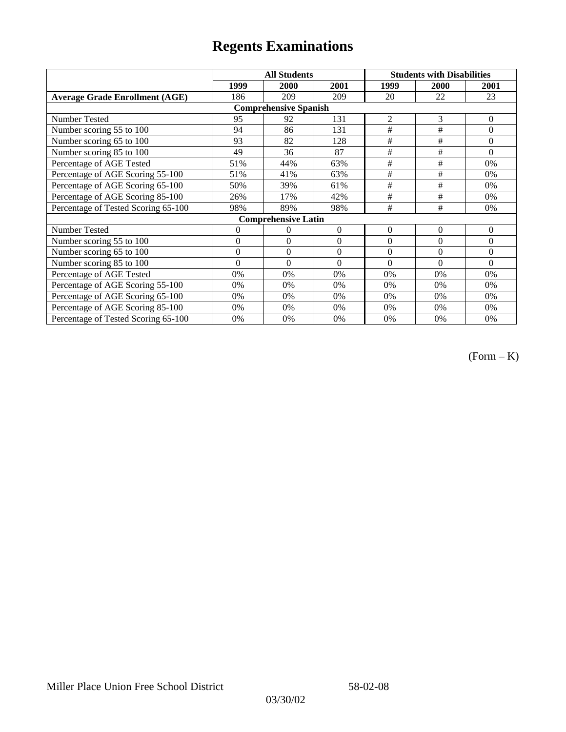# Regents Examinations

| | All Students | | | Students with Disabilities | | |
|---|---|---|---|---|---|---|
| | 1999 | 2000 | 2001 | 1999 | 2000 | 2001 |
| **Average Grade Enrollment (AGE)** | 186 | 209 | 209 | 20 | 22 | 23 |
| **Comprehensive Spanish** | | | | | | |
| Number Tested | 95 | 92 | 131 | 2 | 3 | 0 |
| Number scoring 55 to 100 | 94 | 86 | 131 | # | # | 0 |
| Number scoring 65 to 100 | 93 | 82 | 128 | # | # | 0 |
| Number scoring 85 to 100 | 49 | 36 | 87 | # | # | 0 |
| Percentage of AGE Tested | 51% | 44% | 63% | # | # | 0% |
| Percentage of AGE Scoring 55-100 | 51% | 41% | 63% | # | # | 0% |
| Percentage of AGE Scoring 65-100 | 50% | 39% | 61% | # | # | 0% |
| Percentage of AGE Scoring 85-100 | 26% | 17% | 42% | # | # | 0% |
| Percentage of Tested Scoring 65-100 | 98% | 89% | 98% | # | # | 0% |
| **Comprehensive Latin** | | | | | | |
| Number Tested | 0 | 0 | 0 | 0 | 0 | 0 |
| Number scoring 55 to 100 | 0 | 0 | 0 | 0 | 0 | 0 |
| Number scoring 65 to 100 | 0 | 0 | 0 | 0 | 0 | 0 |
| Number scoring 85 to 100 | 0 | 0 | 0 | 0 | 0 | 0 |
| Percentage of AGE Tested | 0% | 0% | 0% | 0% | 0% | 0% |
| Percentage of AGE Scoring 55-100 | 0% | 0% | 0% | 0% | 0% | 0% |
| Percentage of AGE Scoring 65-100 | 0% | 0% | 0% | 0% | 0% | 0% |
| Percentage of AGE Scoring 85-100 | 0% | 0% | 0% | 0% | 0% | 0% |
| Percentage of Tested Scoring 65-100 | 0% | 0% | 0% | 0% | 0% | 0% |

(Form – K)

Miller Place Union Free School District 58-02-08

03/30/02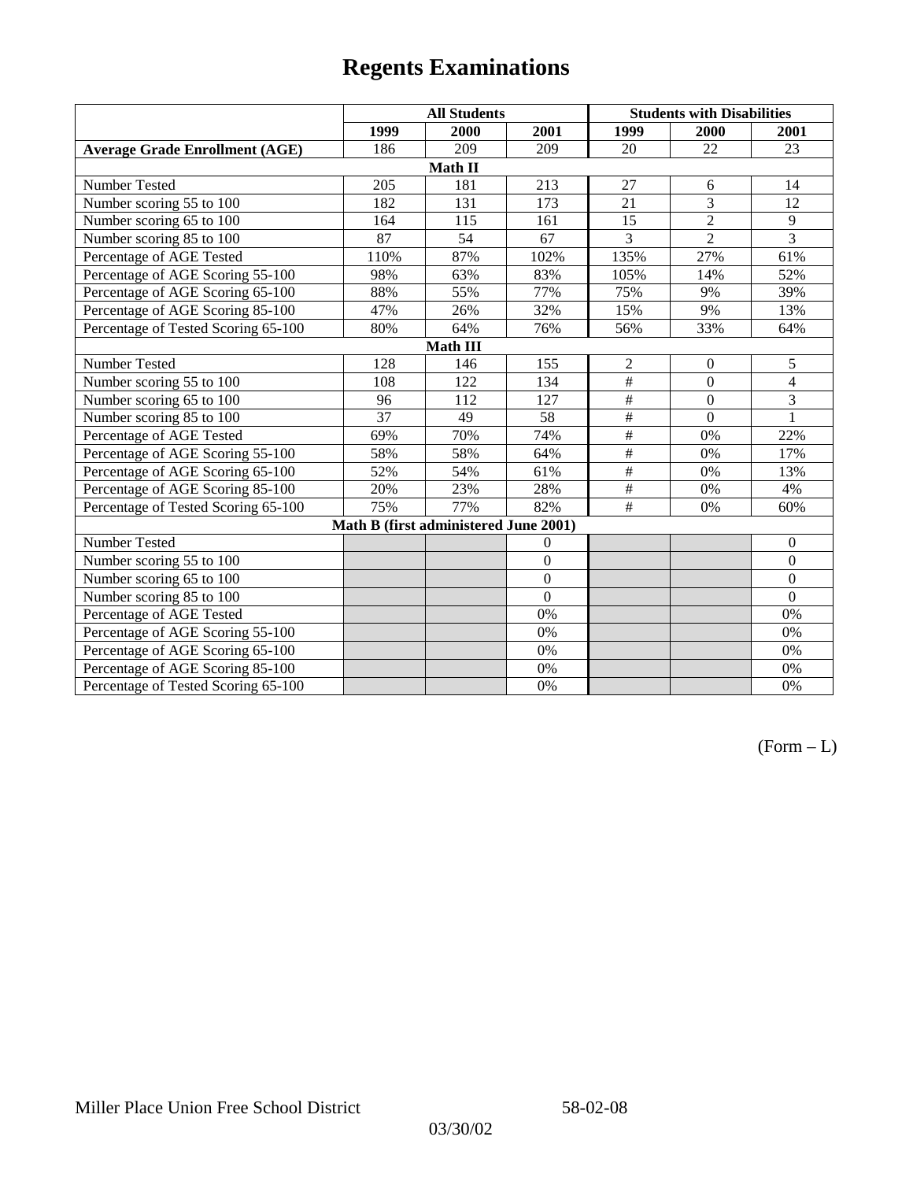# Regents Examinations

| | All Students | | | Students with Disabilities | | |
|---|---|---|---|---|---|---|
| | 1999 | 2000 | 2001 | 1999 | 2000 | 2001 |
| **Average Grade Enrollment (AGE)** | 186 | 209 | 209 | 20 | 22 | 23 |
| **Math II** | | | | | | |
| Number Tested | 205 | 181 | 213 | 27 | 6 | 14 |
| Number scoring 55 to 100 | 182 | 131 | 173 | 21 | 3 | 12 |
| Number scoring 65 to 100 | 164 | 115 | 161 | 15 | 2 | 9 |
| Number scoring 85 to 100 | 87 | 54 | 67 | 3 | 2 | 3 |
| Percentage of AGE Tested | 110% | 87% | 102% | 135% | 27% | 61% |
| Percentage of AGE Scoring 55-100 | 98% | 63% | 83% | 105% | 14% | 52% |
| Percentage of AGE Scoring 65-100 | 88% | 55% | 77% | 75% | 9% | 39% |
| Percentage of AGE Scoring 85-100 | 47% | 26% | 32% | 15% | 9% | 13% |
| Percentage of Tested Scoring 65-100 | 80% | 64% | 76% | 56% | 33% | 64% |
| **Math III** | | | | | | |
| Number Tested | 128 | 146 | 155 | 2 | 0 | 5 |
| Number scoring 55 to 100 | 108 | 122 | 134 | # | 0 | 4 |
| Number scoring 65 to 100 | 96 | 112 | 127 | # | 0 | 3 |
| Number scoring 85 to 100 | 37 | 49 | 58 | # | 0 | 1 |
| Percentage of AGE Tested | 69% | 70% | 74% | # | 0% | 22% |
| Percentage of AGE Scoring 55-100 | 58% | 58% | 64% | # | 0% | 17% |
| Percentage of AGE Scoring 65-100 | 52% | 54% | 61% | # | 0% | 13% |
| Percentage of AGE Scoring 85-100 | 20% | 23% | 28% | # | 0% | 4% |
| Percentage of Tested Scoring 65-100 | 75% | 77% | 82% | # | 0% | 60% |
| **Math B (first administered June 2001)** | | | | | | |
| Number Tested | | | 0 | | | 0 |
| Number scoring 55 to 100 | | | 0 | | | 0 |
| Number scoring 65 to 100 | | | 0 | | | 0 |
| Number scoring 85 to 100 | | | 0 | | | 0 |
| Percentage of AGE Tested | | | 0% | | | 0% |
| Percentage of AGE Scoring 55-100 | | | 0% | | | 0% |
| Percentage of AGE Scoring 65-100 | | | 0% | | | 0% |
| Percentage of AGE Scoring 85-100 | | | 0% | | | 0% |
| Percentage of Tested Scoring 65-100 | | | 0% | | | 0% |

(Form – L)

Miller Place Union Free School District 58-02-08

03/30/02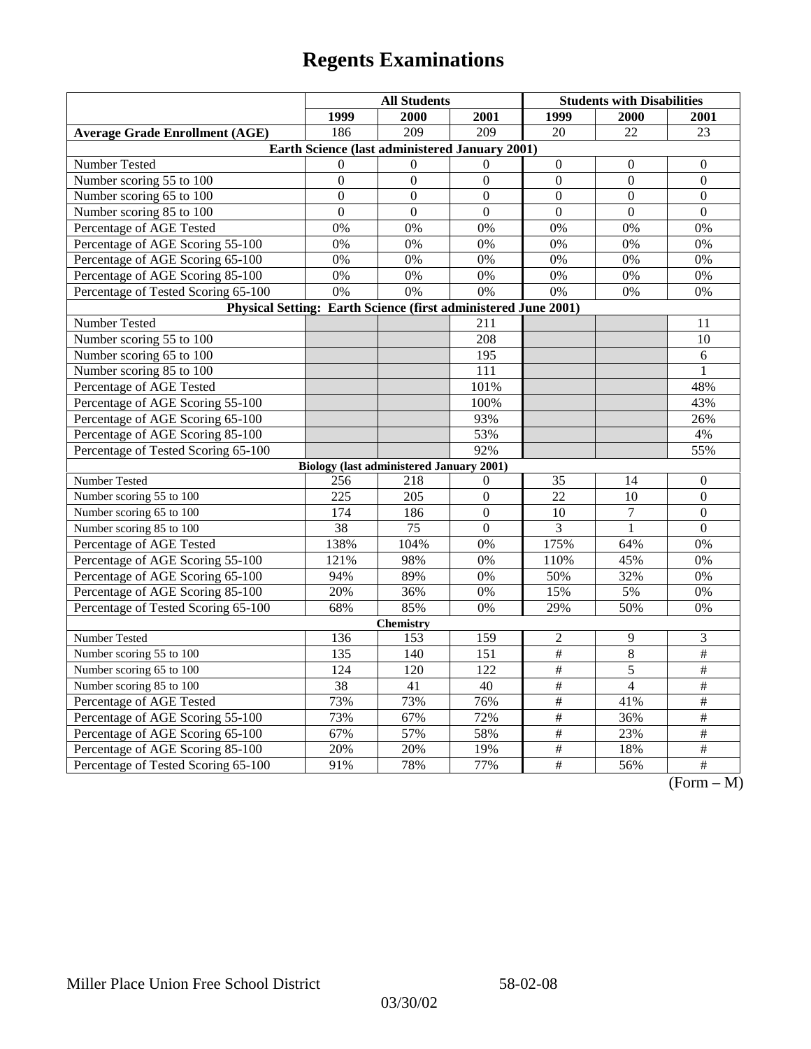# Regents Examinations

| | All Students | | | Students with Disabilities | | |
|---|---|---|---|---|---|---|
| | 1999 | 2000 | 2001 | 1999 | 2000 | 2001 |
| **Average Grade Enrollment (AGE)** | 186 | 209 | 209 | 20 | 22 | 23 |
| **Earth Science (last administered January 2001)** | | | | | | |
| Number Tested | 0 | 0 | 0 | 0 | 0 | 0 |
| Number scoring 55 to 100 | 0 | 0 | 0 | 0 | 0 | 0 |
| Number scoring 65 to 100 | 0 | 0 | 0 | 0 | 0 | 0 |
| Number scoring 85 to 100 | 0 | 0 | 0 | 0 | 0 | 0 |
| Percentage of AGE Tested | 0% | 0% | 0% | 0% | 0% | 0% |
| Percentage of AGE Scoring 55-100 | 0% | 0% | 0% | 0% | 0% | 0% |
| Percentage of AGE Scoring 65-100 | 0% | 0% | 0% | 0% | 0% | 0% |
| Percentage of AGE Scoring 85-100 | 0% | 0% | 0% | 0% | 0% | 0% |
| Percentage of Tested Scoring 65-100 | 0% | 0% | 0% | 0% | 0% | 0% |
| **Physical Setting: Earth Science (first administered June 2001)** | | | | | | |
| Number Tested | | | 211 | | | 11 |
| Number scoring 55 to 100 | | | 208 | | | 10 |
| Number scoring 65 to 100 | | | 195 | | | 6 |
| Number scoring 85 to 100 | | | 111 | | | 1 |
| Percentage of AGE Tested | | | 101% | | | 48% |
| Percentage of AGE Scoring 55-100 | | | 100% | | | 43% |
| Percentage of AGE Scoring 65-100 | | | 93% | | | 26% |
| Percentage of AGE Scoring 85-100 | | | 53% | | | 4% |
| Percentage of Tested Scoring 65-100 | | | 92% | | | 55% |
| **Biology (last administered January 2001)** | | | | | | |
| Number Tested | 256 | 218 | 0 | 35 | 14 | 0 |
| Number scoring 55 to 100 | 225 | 205 | 0 | 22 | 10 | 0 |
| Number scoring 65 to 100 | 174 | 186 | 0 | 10 | 7 | 0 |
| Number scoring 85 to 100 | 38 | 75 | 0 | 3 | 1 | 0 |
| Percentage of AGE Tested | 138% | 104% | 0% | 175% | 64% | 0% |
| Percentage of AGE Scoring 55-100 | 121% | 98% | 0% | 110% | 45% | 0% |
| Percentage of AGE Scoring 65-100 | 94% | 89% | 0% | 50% | 32% | 0% |
| Percentage of AGE Scoring 85-100 | 20% | 36% | 0% | 15% | 5% | 0% |
| Percentage of Tested Scoring 65-100 | 68% | 85% | 0% | 29% | 50% | 0% |
| **Chemistry** | | | | | | |
| Number Tested | 136 | 153 | 159 | 2 | 9 | 3 |
| Number scoring 55 to 100 | 135 | 140 | 151 | # | 8 | # |
| Number scoring 65 to 100 | 124 | 120 | 122 | # | 5 | # |
| Number scoring 85 to 100 | 38 | 41 | 40 | # | 4 | # |
| Percentage of AGE Tested | 73% | 73% | 76% | # | 41% | # |
| Percentage of AGE Scoring 55-100 | 73% | 67% | 72% | # | 36% | # |
| Percentage of AGE Scoring 65-100 | 67% | 57% | 58% | # | 23% | # |
| Percentage of AGE Scoring 85-100 | 20% | 20% | 19% | # | 18% | # |
| Percentage of Tested Scoring 65-100 | 91% | 78% | 77% | # | 56% | # |

(Form – M)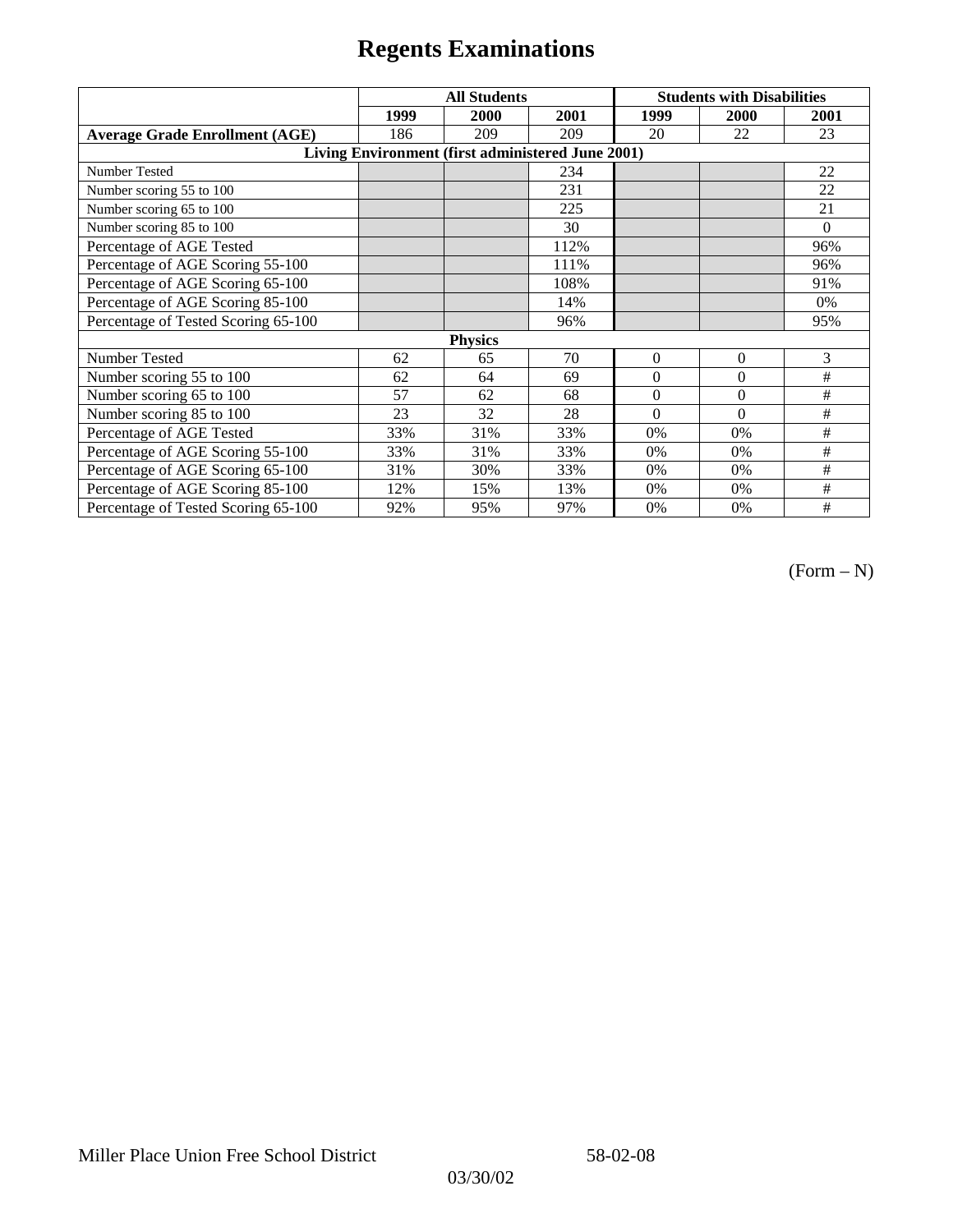# Regents Examinations

| | All Students | | | Students with Disabilities | | |
|---|---|---|---|---|---|---|
| | 1999 | 2000 | 2001 | 1999 | 2000 | 2001 |
| **Average Grade Enrollment (AGE)** | 186 | 209 | 209 | 20 | 22 | 23 |
| **Living Environment (first administered June 2001)** | | | | | | |
| Number Tested | | | 234 | | | 22 |
| Number scoring 55 to 100 | | | 231 | | | 22 |
| Number scoring 65 to 100 | | | 225 | | | 21 |
| Number scoring 85 to 100 | | | 30 | | | 0 |
| Percentage of AGE Tested | | | 112% | | | 96% |
| Percentage of AGE Scoring 55-100 | | | 111% | | | 96% |
| Percentage of AGE Scoring 65-100 | | | 108% | | | 91% |
| Percentage of AGE Scoring 85-100 | | | 14% | | | 0% |
| Percentage of Tested Scoring 65-100 | | | 96% | | | 95% |
| **Physics** | | | | | | |
| Number Tested | 62 | 65 | 70 | 0 | 0 | 3 |
| Number scoring 55 to 100 | 62 | 64 | 69 | 0 | 0 | # |
| Number scoring 65 to 100 | 57 | 62 | 68 | 0 | 0 | # |
| Number scoring 85 to 100 | 23 | 32 | 28 | 0 | 0 | # |
| Percentage of AGE Tested | 33% | 31% | 33% | 0% | 0% | # |
| Percentage of AGE Scoring 55-100 | 33% | 31% | 33% | 0% | 0% | # |
| Percentage of AGE Scoring 65-100 | 31% | 30% | 33% | 0% | 0% | # |
| Percentage of AGE Scoring 85-100 | 12% | 15% | 13% | 0% | 0% | # |
| Percentage of Tested Scoring 65-100 | 92% | 95% | 97% | 0% | 0% | # |

(Form – N)

Miller Place Union Free School District 58-02-08

03/30/02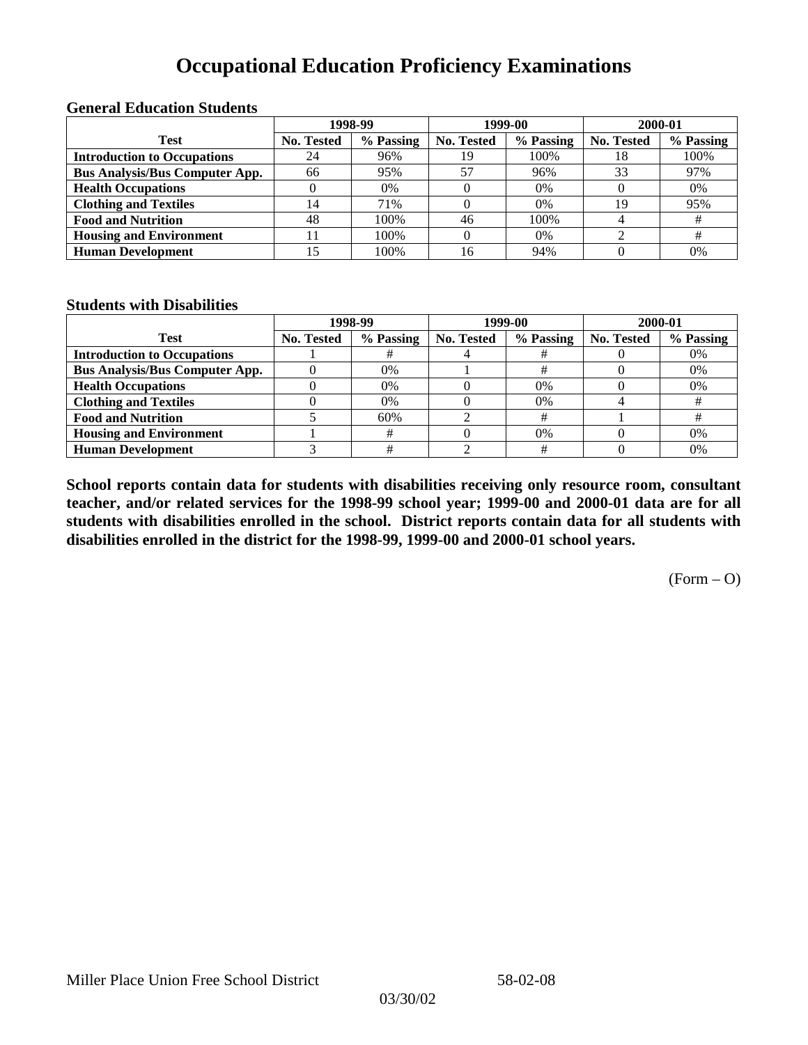# Occupational Education Proficiency Examinations

### General Education Students

| Test | 1998-99 | | 1999-00 | | 2000-01 | |
|---|---|---|---|---|---|---|
| | No. Tested | % Passing | No. Tested | % Passing | No. Tested | % Passing |
| **Introduction to Occupations** | 24 | 96% | 19 | 100% | 18 | 100% |
| **Bus Analysis/Bus Computer App.** | 66 | 95% | 57 | 96% | 33 | 97% |
| **Health Occupations** | 0 | 0% | 0 | 0% | 0 | 0% |
| **Clothing and Textiles** | 14 | 71% | 0 | 0% | 19 | 95% |
| **Food and Nutrition** | 48 | 100% | 46 | 100% | 4 | # |
| **Housing and Environment** | 11 | 100% | 0 | 0% | 2 | # |
| **Human Development** | 15 | 100% | 16 | 94% | 0 | 0% |

### Students with Disabilities

| Test | 1998-99 | | 1999-00 | | 2000-01 | |
|---|---|---|---|---|---|---|
| | No. Tested | % Passing | No. Tested | % Passing | No. Tested | % Passing |
| **Introduction to Occupations** | 1 | # | 4 | # | 0 | 0% |
| **Bus Analysis/Bus Computer App.** | 0 | 0% | 1 | # | 0 | 0% |
| **Health Occupations** | 0 | 0% | 0 | 0% | 0 | 0% |
| **Clothing and Textiles** | 0 | 0% | 0 | 0% | 4 | # |
| **Food and Nutrition** | 5 | 60% | 2 | # | 1 | # |
| **Housing and Environment** | 1 | # | 0 | 0% | 0 | 0% |
| **Human Development** | 3 | # | 2 | # | 0 | 0% |

**School reports contain data for students with disabilities receiving only resource room, consultant teacher, and/or related services for the 1998-99 school year; 1999-00 and 2000-01 data are for all students with disabilities enrolled in the school. District reports contain data for all students with disabilities enrolled in the district for the 1998-99, 1999-00 and 2000-01 school years.**

(Form – O)

Miller Place Union Free School District 58-02-08

03/30/02